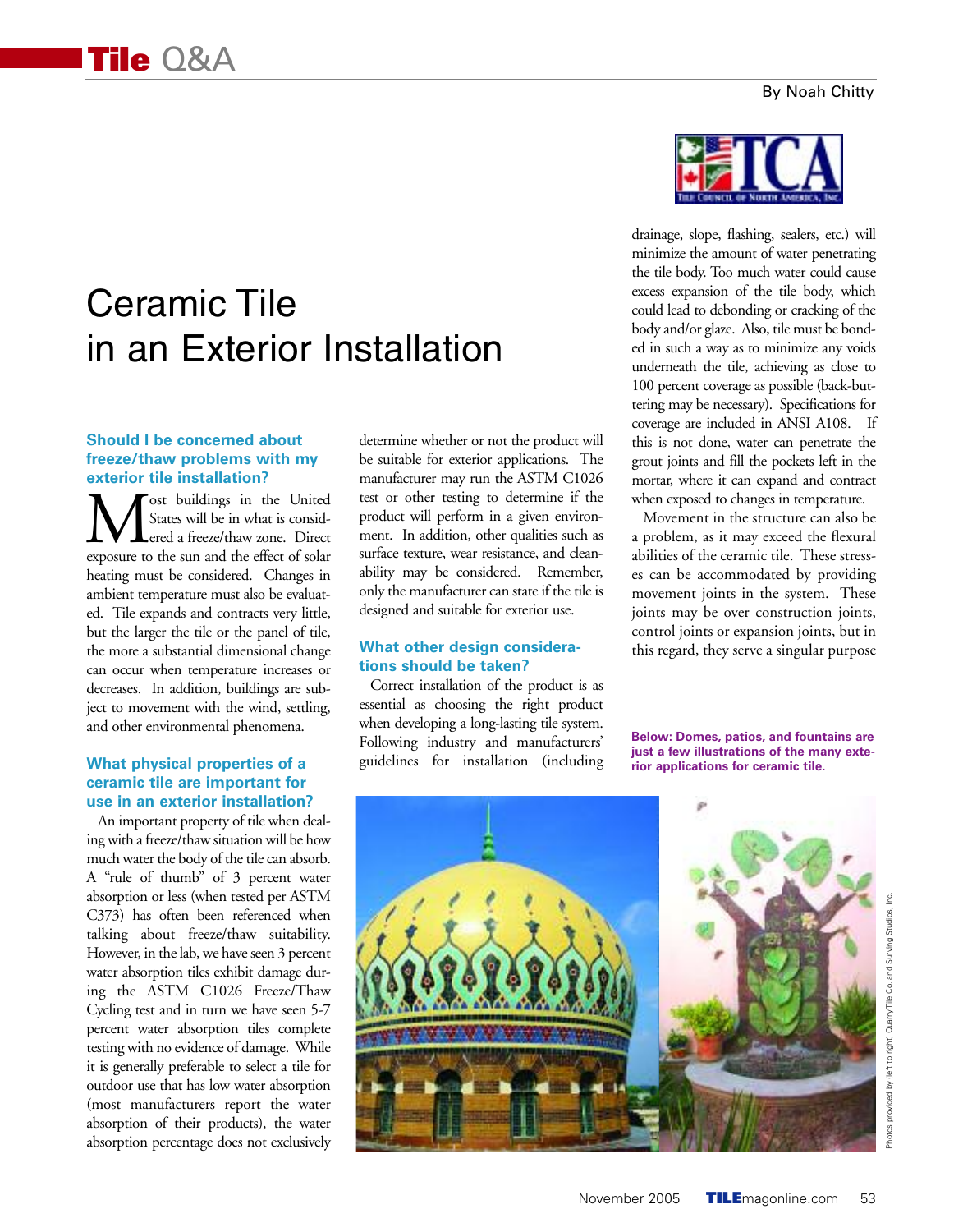# Ceramic Tile in an Exterior Installation

By Noah Chitty

### Should I be concerned about freeze/thaw problems with my exterior tile installation?

Most buildings in the United States will be in what is considered a freeze/thaw zone. Direct exposure to the sun and the effect of solar heating must be considered. Changes in ambient temperature must also be evaluated. Tile expands and contracts very little, but the larger the tile or the panel of tile, the more a substantial dimensional change can occur when temperature increases or decreases. In addition, buildings are subject to movement with the wind, settling, and other environmental phenomena.

### What physical properties of a ceramic tile are important for use in an exterior installation?

An important property of tile when dealing with a freeze/thaw situation will be how much water the body of the tile can absorb. A "rule of thumb" of 3 percent water absorption or less (when tested per ASTM C373) has often been referenced when talking about freeze/thaw suitability. However, in the lab, we have seen 3 percent water absorption tiles exhibit damage during the ASTM C1026 Freeze/Thaw Cycling test and in turn we have seen 5-7 percent water absorption tiles complete testing with no evidence of damage. While it is generally preferable to select a tile for outdoor use that has low water absorption (most manufacturers report the water absorption of their products), the water absorption percentage does not exclusively determine whether or not the product will be suitable for exterior applications. The manufacturer may run the ASTM C1026 test or other testing to determine if the product will perform in a given environment. In addition, other qualities such as surface texture, wear resistance, and cleanability may be considered. Remember, only the manufacturer can state if the tile is designed and suitable for exterior use.

### What other design considerations should be taken?

Correct installation of the product is as essential as choosing the right product when developing a long-lasting tile system. Following industry and manufacturers' guidelines for installation (including drainage, slope, flashing, sealers, etc.) will minimize the amount of water penetrating the tile body. Too much water could cause excess expansion of the tile body, which could lead to debonding or cracking of the body and/or glaze. Also, tile must be bonded in such a way as to minimize any voids underneath the tile, achieving as close to 100 percent coverage as possible (back-buttering may be necessary). Specifications for coverage are included in ANSI A108. If this is not done, water can penetrate the grout joints and fill the pockets left in the mortar, where it can expand and contract when exposed to changes in temperature.

Movement in the structure can also be a problem, as it may exceed the flexural abilities of the ceramic tile. These stresses can be accommodated by providing movement joints in the system. These joints may be over construction joints, control joints or expansion joints, but in this regard, they serve a singular purpose

**Below: Domes, patios, and fountains are just a few illustrations of the many exterior applications for ceramic tile.**

Photos provided by (left to right) Quarry Tile Co. and Surving Studios, Inc.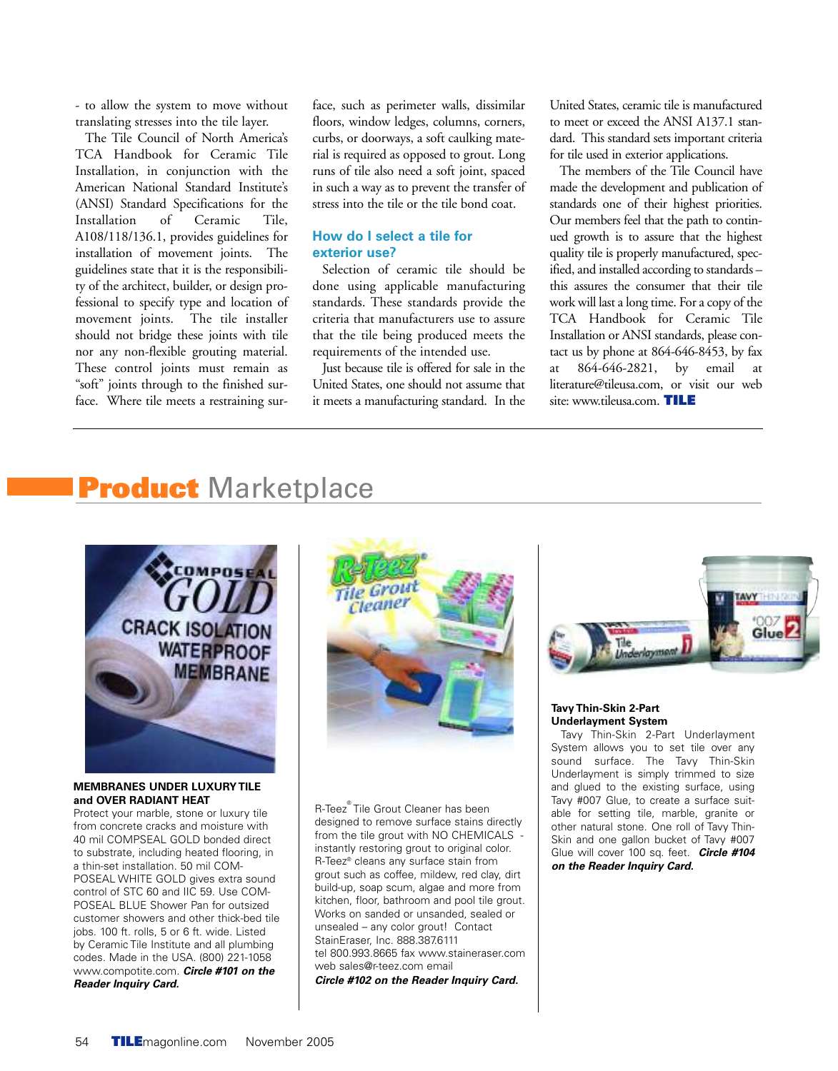- to allow the system to move without translating stresses into the tile layer.

The Tile Council of North America's TCA Handbook for Ceramic Tile Installation, in conjunction with the American National Standard Institute's (ANSI) Standard Specifications for the Installation of Ceramic Tile, A108/118/136.1, provides guidelines for installation of movement joints. The guidelines state that it is the responsibility of the architect, builder, or design professional to specify type and location of movement joints. The tile installer should not bridge these joints with tile nor any non-flexible grouting material. These control joints must remain as "soft" joints through to the finished surface. Where tile meets a restraining surface, such as perimeter walls, dissimilar floors, window ledges, columns, corners, curbs, or doorways, a soft caulking material is required as opposed to grout. Long runs of tile also need a soft joint, spaced in such a way as to prevent the transfer of stress into the tile or the tile bond coat.

### How do I select a tile for exterior use?

Selection of ceramic tile should be done using applicable manufacturing standards. These standards provide the criteria that manufacturers use to assure that the tile being produced meets the requirements of the intended use.

Just because tile is offered for sale in the United States, one should not assume that it meets a manufacturing standard. In the United States, ceramic tile is manufactured to meet or exceed the ANSI A137.1 standard. This standard sets important criteria for tile used in exterior applications.

The members of the Tile Council have made the development and publication of standards one of their highest priorities. Our members feel that the path to continued growth is to assure that the highest quality tile is properly manufactured, specified, and installed according to standards – this assures the consumer that their tile work will last a long time. For a copy of the TCA Handbook for Ceramic Tile Installation or ANSI standards, please contact us by phone at 864-646-8453, by fax at 864-646-2821, by email at literature@tileusa.com, or visit our web site: www.tileusa.com. **TILE**

## Product Marketplace

**MEMBRANES UNDER LUXURY TILE and OVER RADIANT HEAT**

Protect your marble, stone or luxury tile from concrete cracks and moisture with 40 mil COMPSEAL GOLD bonded direct to substrate, including heated flooring, in a thin-set installation. 50 mil COMPOSEAL WHITE GOLD gives extra sound control of STC 60 and IIC 59. Use COMPOSEAL BLUE Shower Pan for outsized customer showers and other thick-bed tile jobs. 100 ft. rolls, 5 or 6 ft. wide. Listed by Ceramic Tile Institute and all plumbing codes. Made in the USA. (800) 221-1058 www.compotite.com. ***Circle #101 on the Reader Inquiry Card.***

R-Teez® Tile Grout Cleaner has been designed to remove surface stains directly from the tile grout with NO CHEMICALS - instantly restoring grout to original color. R-Teez® cleans any surface stain from grout such as coffee, mildew, red clay, dirt build-up, soap scum, algae and more from kitchen, floor, bathroom and pool tile grout. Works on sanded or unsanded, sealed or unsealed – any color grout! Contact StainEraser, Inc. 888.387.6111 tel 800.993.8665 fax www.staineraser.com web sales@r-teez.com email

***Circle #102 on the Reader Inquiry Card.***

**Tavy Thin-Skin 2-Part Underlayment System**

Tavy Thin-Skin 2-Part Underlayment System allows you to set tile over any sound surface. The Tavy Thin-Skin Underlayment is simply trimmed to size and glued to the existing surface, using Tavy #007 Glue, to create a surface suitable for setting tile, marble, granite or other natural stone. One roll of Tavy Thin-Skin and one gallon bucket of Tavy #007 Glue will cover 100 sq. feet. ***Circle #104 on the Reader Inquiry Card.***